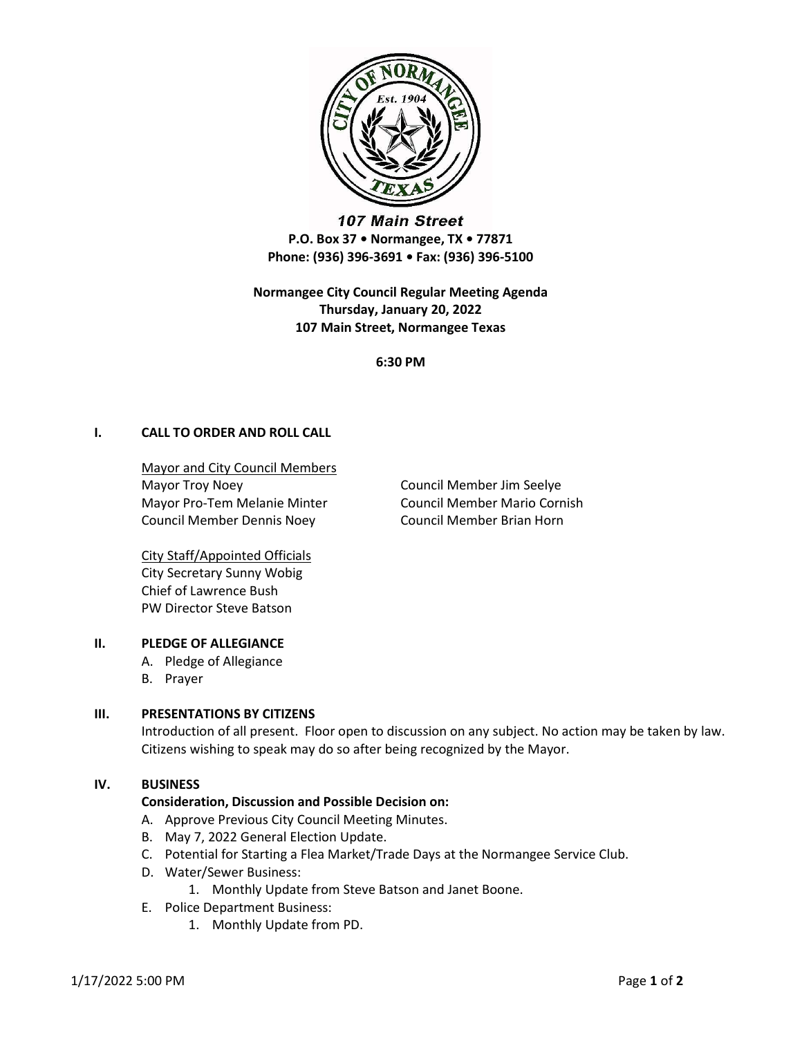**107 Main Street**
**P.O. Box 37 • Normangee, TX • 77871**
**Phone: (936) 396-3691 • Fax: (936) 396-5100**

**Normangee City Council Regular Meeting Agenda**
**Thursday, January 20, 2022**
**107 Main Street, Normangee Texas**

**6:30 PM**

## I. CALL TO ORDER AND ROLL CALL

Mayor and City Council Members

Mayor Troy Noey
Mayor Pro-Tem Melanie Minter
Council Member Dennis Noey
Council Member Jim Seelye
Council Member Mario Cornish
Council Member Brian Horn

City Staff/Appointed Officials

City Secretary Sunny Wobig
Chief of Lawrence Bush
PW Director Steve Batson

## II. PLEDGE OF ALLEGIANCE

A. Pledge of Allegiance
B. Prayer

## III. PRESENTATIONS BY CITIZENS

Introduction of all present. Floor open to discussion on any subject. No action may be taken by law. Citizens wishing to speak may do so after being recognized by the Mayor.

## IV. BUSINESS

**Consideration, Discussion and Possible Decision on:**

A. Approve Previous City Council Meeting Minutes.
B. May 7, 2022 General Election Update.
C. Potential for Starting a Flea Market/Trade Days at the Normangee Service Club.
D. Water/Sewer Business:
    1. Monthly Update from Steve Batson and Janet Boone.
E. Police Department Business:
    1. Monthly Update from PD.

1/17/2022 5:00 PM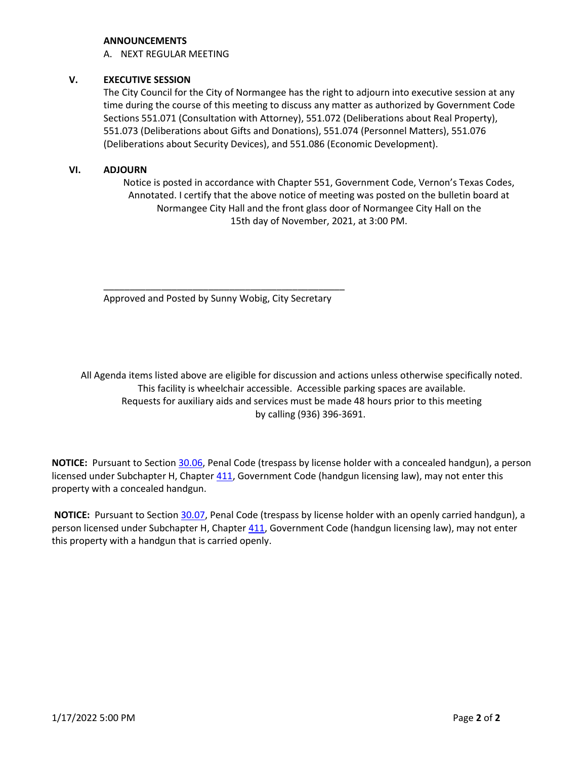**ANNOUNCEMENTS**

A. NEXT REGULAR MEETING

## V. EXECUTIVE SESSION

The City Council for the City of Normangee has the right to adjourn into executive session at any time during the course of this meeting to discuss any matter as authorized by Government Code Sections 551.071 (Consultation with Attorney), 551.072 (Deliberations about Real Property), 551.073 (Deliberations about Gifts and Donations), 551.074 (Personnel Matters), 551.076 (Deliberations about Security Devices), and 551.086 (Economic Development).

## VI. ADJOURN

Notice is posted in accordance with Chapter 551, Government Code, Vernon's Texas Codes, Annotated. I certify that the above notice of meeting was posted on the bulletin board at Normangee City Hall and the front glass door of Normangee City Hall on the 15th day of November, 2021, at 3:00 PM.

_______________________________________________

Approved and Posted by Sunny Wobig, City Secretary

All Agenda items listed above are eligible for discussion and actions unless otherwise specifically noted. This facility is wheelchair accessible. Accessible parking spaces are available. Requests for auxiliary aids and services must be made 48 hours prior to this meeting by calling (936) 396-3691.

**NOTICE:** Pursuant to Section 30.06, Penal Code (trespass by license holder with a concealed handgun), a person licensed under Subchapter H, Chapter 411, Government Code (handgun licensing law), may not enter this property with a concealed handgun.

**NOTICE:** Pursuant to Section 30.07, Penal Code (trespass by license holder with an openly carried handgun), a person licensed under Subchapter H, Chapter 411, Government Code (handgun licensing law), may not enter this property with a handgun that is carried openly.

1/17/2022 5:00 PM